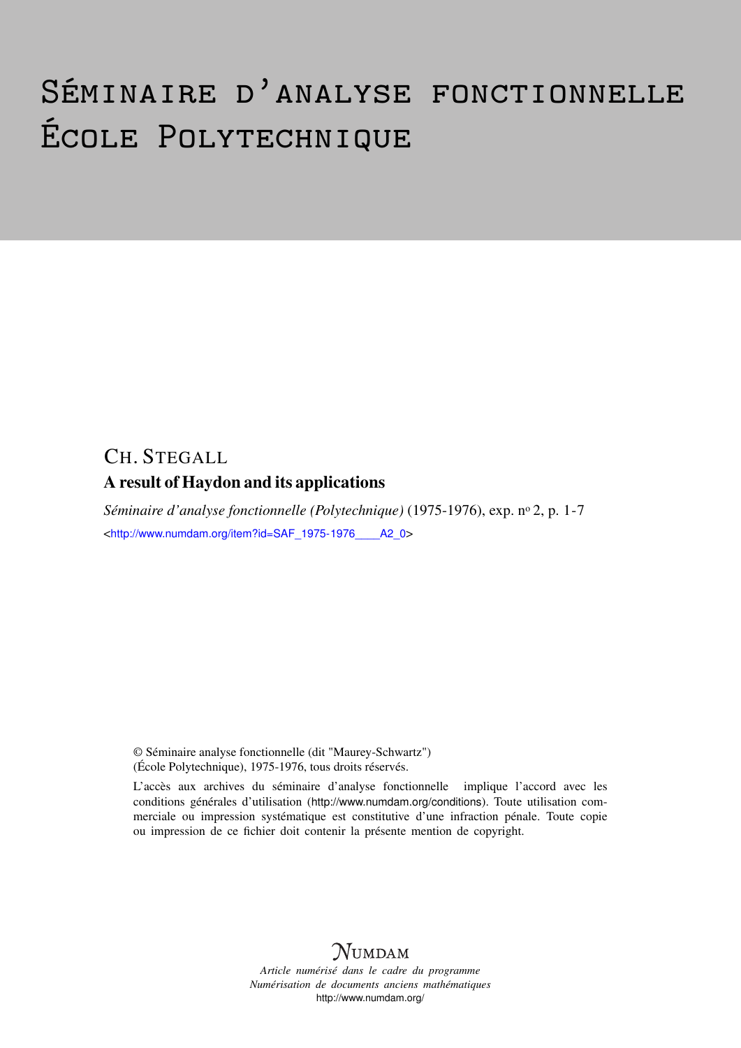# Séminaire d'analyse fonctionnelle
# École Polytechnique

CH. STEGALL

## A result of Haydon and its applications

*Séminaire d'analyse fonctionnelle (Polytechnique)* (1975-1976), exp. n° 2, p. 1-7

<http://www.numdam.org/item?id=SAF_1975-1976____A2_0>

© Séminaire analyse fonctionnelle (dit "Maurey-Schwartz")
(École Polytechnique), 1975-1976, tous droits réservés.

L'accès aux archives du séminaire d'analyse fonctionnelle implique l'accord avec les conditions générales d'utilisation (http://www.numdam.org/conditions). Toute utilisation commerciale ou impression systématique est constitutive d'une infraction pénale. Toute copie ou impression de ce fichier doit contenir la présente mention de copyright.

NUMDAM

*Article numérisé dans le cadre du programme*
*Numérisation de documents anciens mathématiques*
http://www.numdam.org/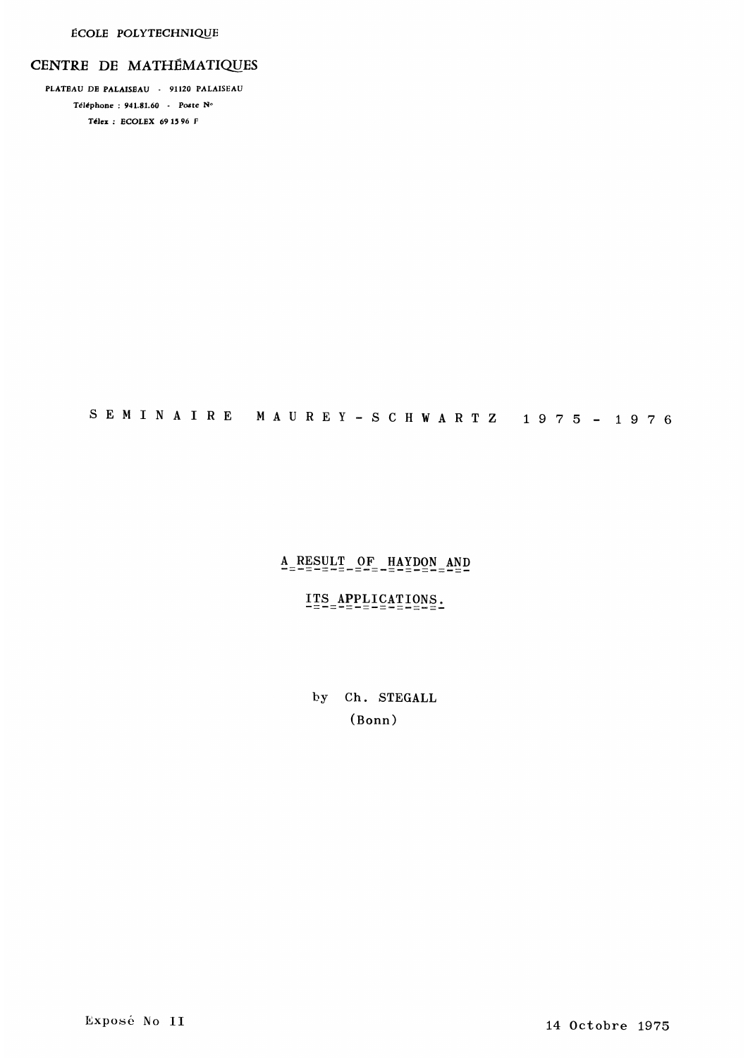ÉCOLE POLYTECHNIQUE

CENTRE DE MATHÉMATIQUES

PLATEAU DE PALAISEAU - 91120 PALAISEAU

Téléphone : 941.81.60 - Poste N°

Télex : ECOLEX 69 15 96 F

SEMINAIRE MAUREY-SCHWARTZ 1975-1976

# A RESULT OF HAYDON AND ITS APPLICATIONS.

by Ch. STEGALL

(Bonn)

Exposé No II

14 Octobre 1975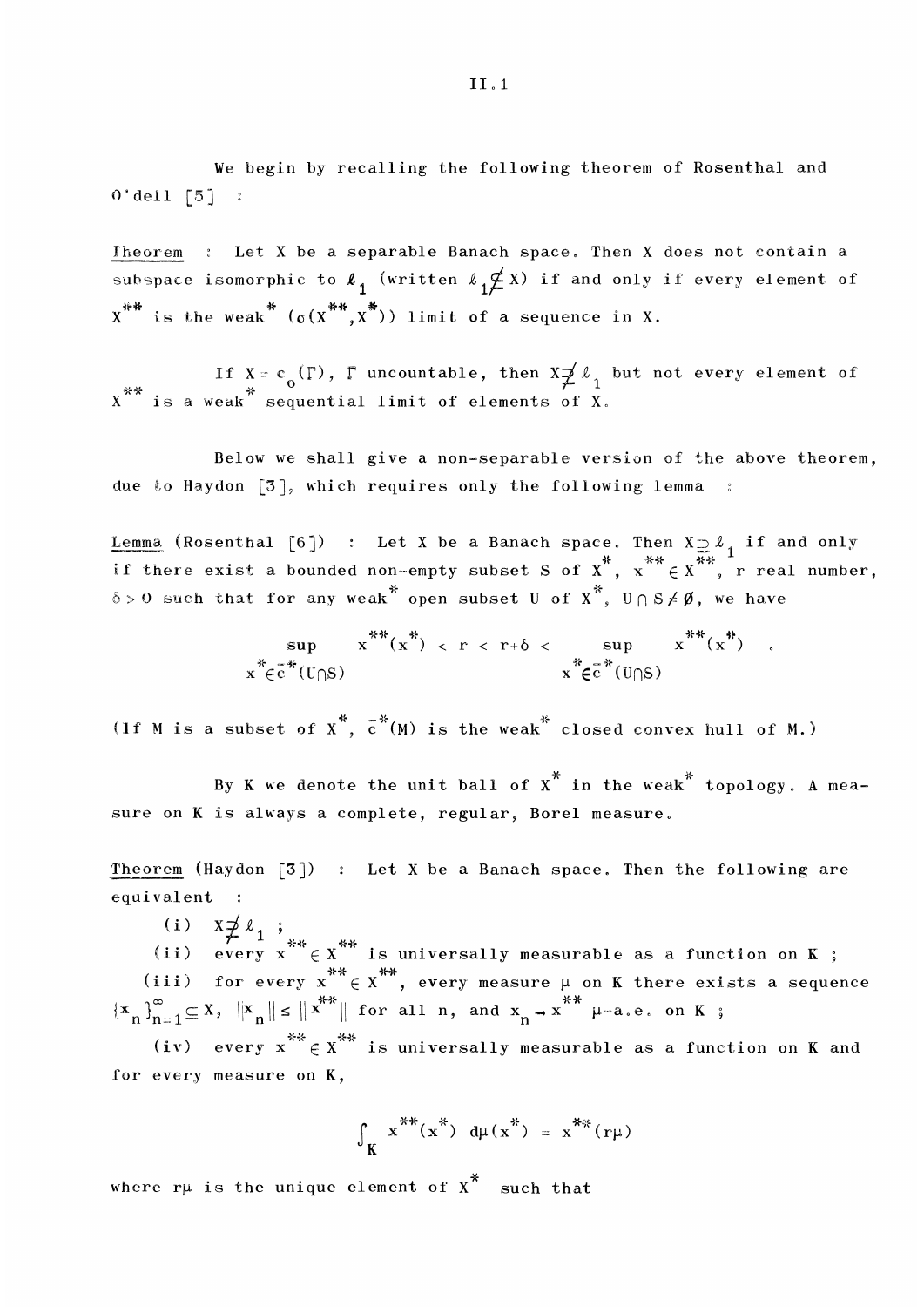We begin by recalling the following theorem of Rosenthal and O'dell [5] :

<u>Theorem</u> : Let X be a separable Banach space. Then X does not contain a subspace isomorphic to $\ell_1$ (written $\ell_1 \not\subseteq X$) if and only if every element of $X^{**}$ is the weak$^*$ ($\sigma(X^{**},X^*)$) limit of a sequence in X.

If $X = c_0(\Gamma)$, $\Gamma$ uncountable, then $X \not\supseteq \ell_1$ but not every element of $X^{**}$ is a weak$^*$ sequential limit of elements of X.

Below we shall give a non-separable version of the above theorem, due to Haydon [3], which requires only the following lemma :

<u>Lemma</u> (Rosenthal [6]) : Let X be a Banach space. Then $X \supseteq \ell_1$ if and only if there exist a bounded non-empty subset S of $X^*$, $x^{**} \in X^{**}$, r real number, $\delta > 0$ such that for any weak$^*$ open subset U of $X^*$, $U \cap S \neq \emptyset$, we have

$$\sup_{x^* \in \bar{c}^*(U \cap S)} x^{**}(x^*) < r < r+\delta < \sup_{x^* \in \bar{c}^*(U \cap S)} x^{**}(x^*) \quad .$$

(If M is a subset of $X^*$, $\bar{c}^*(M)$ is the weak$^*$ closed convex hull of M.)

By K we denote the unit ball of $X^*$ in the weak$^*$ topology. A measure on K is always a complete, regular, Borel measure.

<u>Theorem</u> (Haydon [3]) : Let X be a Banach space. Then the following are equivalent :

(i) $X \not\supseteq \ell_1$ ;

(ii) every $x^{**} \in X^{**}$ is universally measurable as a function on K ;

(iii) for every $x^{**} \in X^{**}$, every measure $\mu$ on K there exists a sequence $\{x_n\}_{n=1}^{\infty} \subseteq X$, $\|x_n\| \leq \|x^{**}\|$ for all n, and $x_n \to x^{**}$ $\mu$-a.e. on K ;

(iv) every $x^{**} \in X^{**}$ is universally measurable as a function on K and for every measure on K,

$$\int_K x^{**}(x^*)\ d\mu(x^*) = x^{**}(r\mu)$$

where $r\mu$ is the unique element of $X^*$ such that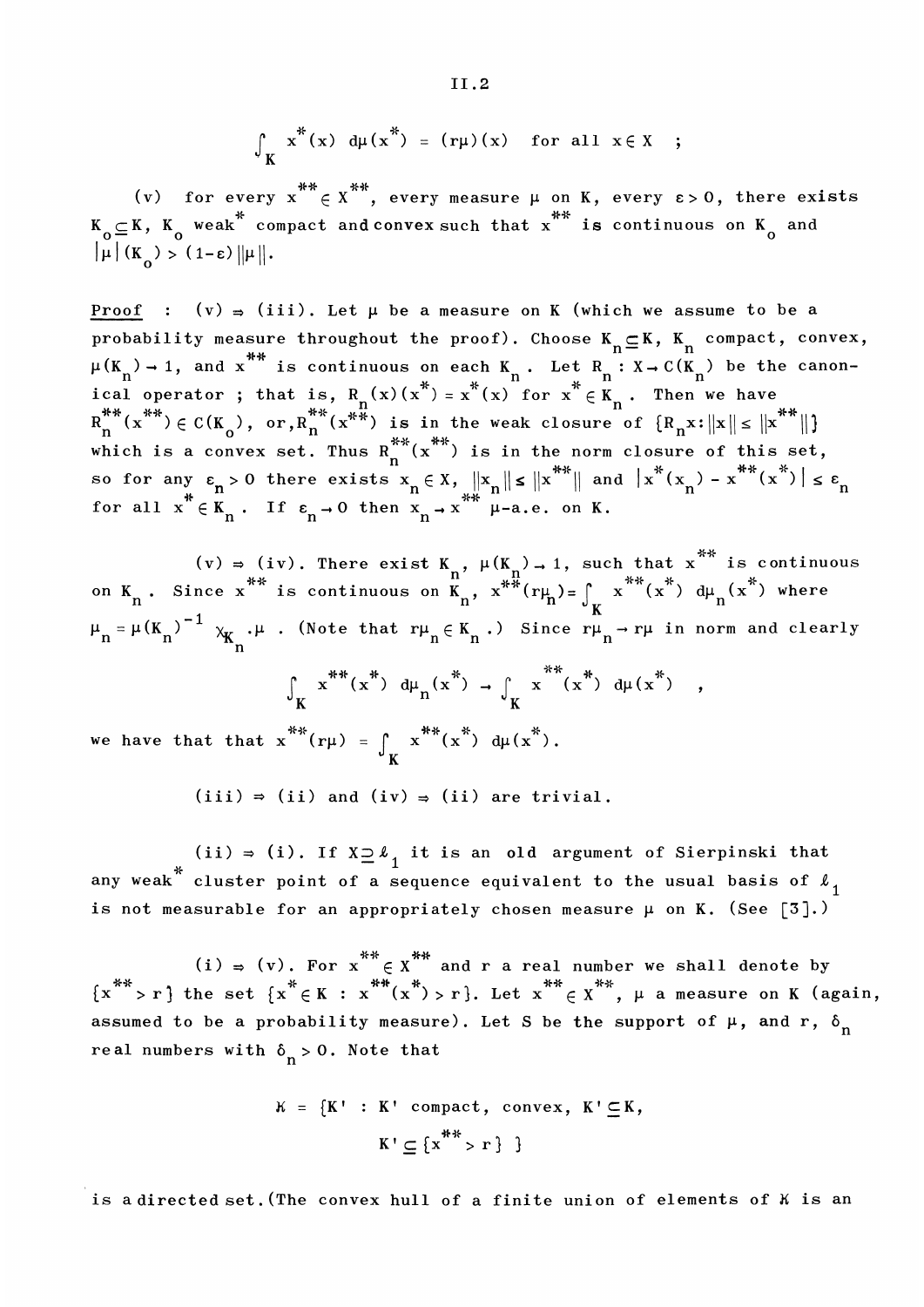$$\int_K x^*(x)\ d\mu(x^*) = (r\mu)(x) \quad \text{for all } x \in X \quad ;$$

(v) for every $x^{**} \in X^{**}$, every measure $\mu$ on $K$, every $\varepsilon > 0$, there exists $K_o \subseteq K$, $K_o$ weak$^*$ compact and convex such that $x^{**}$ is continuous on $K_o$ and $|\mu|(K_o) > (1-\varepsilon)\|\mu\|$.

<u>Proof</u> : (v) $\Rightarrow$ (iii). Let $\mu$ be a measure on $K$ (which we assume to be a probability measure throughout the proof). Choose $K_n \subseteq K$, $K_n$ compact, convex, $\mu(K_n) \to 1$, and $x^{**}$ is continuous on each $K_n$. Let $R_n : X \to C(K_n)$ be the canonical operator ; that is, $R_n(x)(x^*) = x^*(x)$ for $x^* \in K_n$. Then we have $R_n^{**}(x^{**}) \in C(K_o)$, or, $R_n^{**}(x^{**})$ is in the weak closure of $\{R_n x : \|x\| \le \|x^{**}\|\}$ which is a convex set. Thus $R_n^{**}(x^{**})$ is in the norm closure of this set, so for any $\varepsilon_n > 0$ there exists $x_n \in X$, $\|x_n\| \le \|x^{**}\|$ and $|x^*(x_n) - x^{**}(x^*)| \le \varepsilon_n$ for all $x^* \in K_n$. If $\varepsilon_n \to 0$ then $x_n \to x^{**}$ $\mu$-a.e. on $K$.

(v) $\Rightarrow$ (iv). There exist $K_n$, $\mu(K_n) \to 1$, such that $x^{**}$ is continuous on $K_n$. Since $x^{**}$ is continuous on $K_n$, $x^{**}(r\mu_n) = \int_K x^{**}(x^*)\ d\mu_n(x^*)$ where $\mu_n = \mu(K_n)^{-1}\ \chi_{K_n} \cdot \mu$ . (Note that $r\mu_n \in K_n$.) Since $r\mu_n \to r\mu$ in norm and clearly

$$\int_K x^{**}(x^*)\ d\mu_n(x^*) \to \int_K x^{**}(x^*)\ d\mu(x^*) \quad ,$$

we have that that $x^{**}(r\mu) = \int_K x^{**}(x^*)\ d\mu(x^*)$.

(iii) $\Rightarrow$ (ii) and (iv) $\Rightarrow$ (ii) are trivial.

(ii) $\Rightarrow$ (i). If $X \supseteq \ell_1$ it is an old argument of Sierpinski that any weak$^*$ cluster point of a sequence equivalent to the usual basis of $\ell_1$ is not measurable for an appropriately chosen measure $\mu$ on $K$. (See [3].)

(i) $\Rightarrow$ (v). For $x^{**} \in X^{**}$ and $r$ a real number we shall denote by $\{x^{**} > r\}$ the set $\{x^* \in K : x^{**}(x^*) > r\}$. Let $x^{**} \in X^{**}$, $\mu$ a measure on $K$ (again, assumed to be a probability measure). Let $S$ be the support of $\mu$, and $r$, $\delta_n$ real numbers with $\delta_n > 0$. Note that

$$\mathcal{K} = \{K' : K' \text{ compact, convex, } K' \subseteq K, \\ K' \subseteq \{x^{**} > r\}\ \}$$

is a directed set. (The convex hull of a finite union of elements of $\mathcal{K}$ is an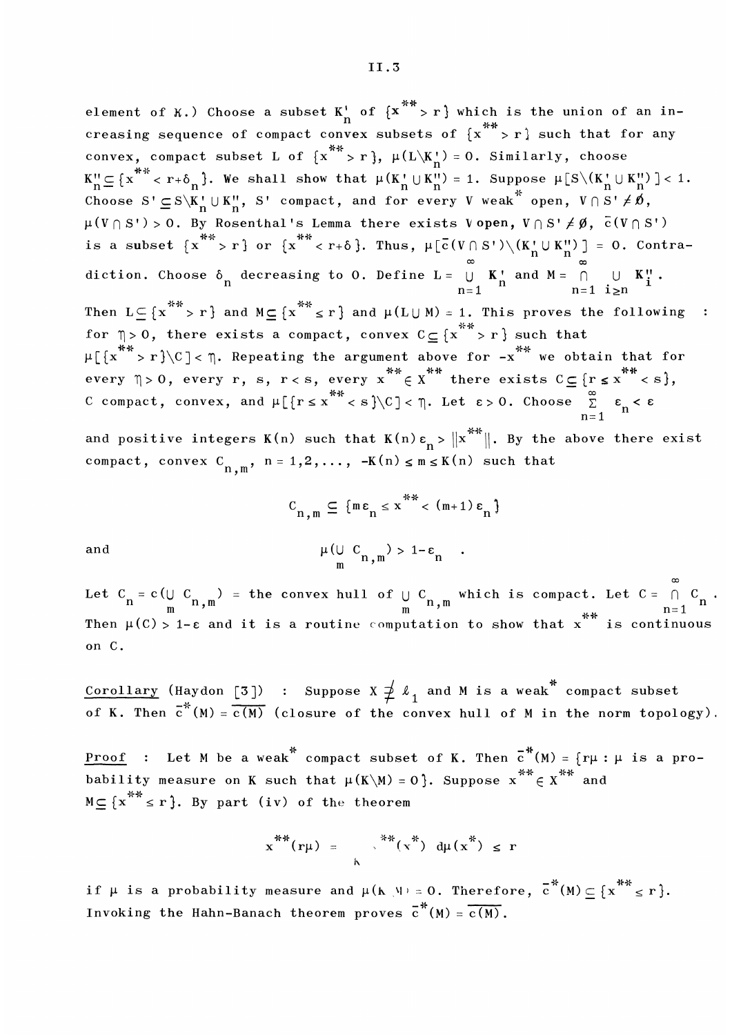element of $K$.) Choose a subset $K'_n$ of $\{x^{**} > r\}$ which is the union of an increasing sequence of compact convex subsets of $\{x^{**} > r\}$ such that for any convex, compact subset L of $\{x^{**} > r\}$, $\mu(L\backslash K'_n) = 0$. Similarly, choose $K''_n \subseteq \{x^{**} < r+\delta_n\}$. We shall show that $\mu(K'_n \cup K''_n) = 1$. Suppose $\mu[S\backslash(K'_n \cup K''_n)] < 1$. Choose $S' \subseteq S\backslash K'_n \cup K''_n$, S' compact, and for every V weak$^*$ open, $V \cap S' \neq \emptyset$, $\mu(V \cap S') > 0$. By Rosenthal's Lemma there exists V open, $V \cap S' \neq \emptyset$, $\bar{c}(V \cap S')$ is a subset $\{x^{**} > r\}$ or $\{x^{**} < r+\delta\}$. Thus, $\mu[\bar{c}(V \cap S')\backslash(K'_n \cup K''_n)] = 0$. Contradiction. Choose $\delta_n$ decreasing to 0. Define $L = \bigcup_{n=1}^{\infty} K'_n$ and $M = \bigcap_{n=1}^{\infty} \bigcup_{i \geq n} K''_i$. Then $L \subseteq \{x^{**} > r\}$ and $M \subseteq \{x^{**} \leq r\}$ and $\mu(L \cup M) = 1$. This proves the following : for $\eta > 0$, there exists a compact, convex $C \subseteq \{x^{**} > r\}$ such that $\mu[\{x^{**} > r\}\backslash C] < \eta$. Repeating the argument above for $-x^{**}$ we obtain that for every $\eta > 0$, every r, s, $r < s$, every $x^{**} \in X^{**}$ there exists $C \subseteq \{r \leq x^{**} < s\}$, C compact, convex, and $\mu[\{r \leq x^{**} < s\}\backslash C] < \eta$. Let $\varepsilon > 0$. Choose $\sum_{n=1}^{\infty} \varepsilon_n < \varepsilon$ and positive integers $K(n)$ such that $K(n)\varepsilon_n > \|x^{**}\|$. By the above there exist compact, convex $C_{n,m}$, $n = 1,2,\ldots$, $-K(n) \leq m \leq K(n)$ such that

$$C_{n,m} \subseteq \{m\varepsilon_n \leq x^{**} < (m+1)\varepsilon_n\}$$

and

$$\mu(\bigcup_m C_{n,m}) > 1-\varepsilon_n \quad .$$

Let $C_n = c(\bigcup_m C_{n,m})$ = the convex hull of $\bigcup_m C_{n,m}$ which is compact. Let $C = \bigcap_{n=1}^{\infty} C_n$. Then $\mu(C) > 1-\varepsilon$ and it is a routine computation to show that $x^{**}$ is continuous on C.

<u>Corollary</u> (Haydon [3]) : Suppose $X \not\supseteq \ell_1$ and M is a weak$^*$ compact subset of K. Then $\bar{c}^*(M) = \overline{c(M)}$ (closure of the convex hull of M in the norm topology).

<u>Proof</u> : Let M be a weak$^*$ compact subset of K. Then $\bar{c}^*(M) = \{r\mu : \mu$ is a probability measure on K such that $\mu(K\backslash M) = 0\}$. Suppose $x^{**} \in X^{**}$ and $M \subseteq \{x^{**} \leq r\}$. By part (iv) of the theorem

$$x^{**}(r\mu) = \int_K x^{**}(x^*)\, d\mu(x^*) \leq r$$

if $\mu$ is a probability measure and $\mu(K\backslash M) = 0$. Therefore, $\bar{c}^*(M) \subseteq \{x^{**} \leq r\}$. Invoking the Hahn-Banach theorem proves $\bar{c}^*(M) = \overline{c(M)}$.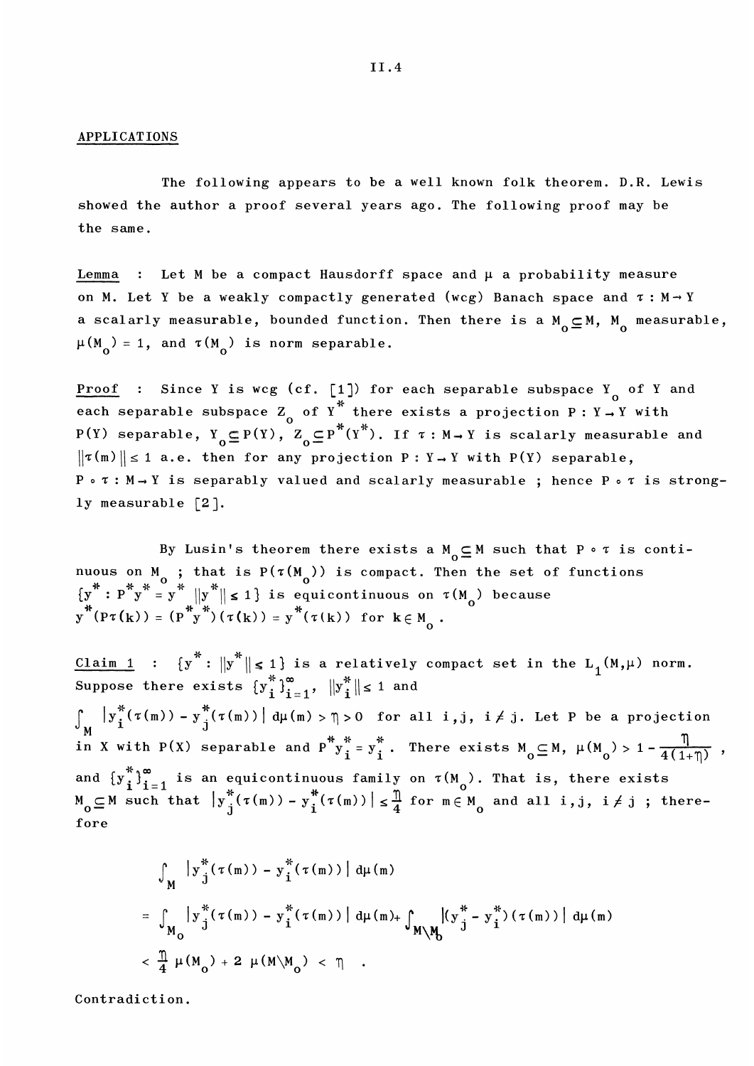## APPLICATIONS

The following appears to be a well known folk theorem. D.R. Lewis showed the author a proof several years ago. The following proof may be the same.

Lemma : Let $M$ be a compact Hausdorff space and $\mu$ a probability measure on $M$. Let $Y$ be a weakly compactly generated (wcg) Banach space and $\tau : M \to Y$ a scalarly measurable, bounded function. Then there is a $M_o \subseteq M$, $M_o$ measurable, $\mu(M_o) = 1$, and $\tau(M_o)$ is norm separable.

Proof : Since $Y$ is wcg (cf. [1]) for each separable subspace $Y_o$ of $Y$ and each separable subspace $Z_o$ of $Y^*$ there exists a projection $P : Y \to Y$ with $P(Y)$ separable, $Y_o \subseteq P(Y)$, $Z_o \subseteq P^*(Y^*)$. If $\tau : M \to Y$ is scalarly measurable and $\|\tau(m)\| \leq 1$ a.e. then for any projection $P : Y \to Y$ with $P(Y)$ separable, $P \circ \tau : M \to Y$ is separably valued and scalarly measurable ; hence $P \circ \tau$ is strongly measurable [2].

By Lusin's theorem there exists a $M_o \subseteq M$ such that $P \circ \tau$ is continuous on $M_o$ ; that is $P(\tau(M_o))$ is compact. Then the set of functions $\{y^* : P^* y^* = y^* \ \|y^*\| \leq 1\}$ is equicontinuous on $\tau(M_o)$ because $y^*(P\tau(k)) = (P^* y^*)(\tau(k)) = y^*(\tau(k))$ for $k \in M_o$.

Claim 1 : $\{y^* : \|y^*\| \leq 1\}$ is a relatively compact set in the $L_1(M,\mu)$ norm. Suppose there exists $\{y_i^*\}_{i=1}^{\infty}$, $\|y_i^*\| \leq 1$ and $\int_M |y_i^*(\tau(m)) - y_j^*(\tau(m))| \, d\mu(m) > \eta > 0$ for all $i,j$, $i \neq j$. Let $P$ be a projection in $X$ with $P(X)$ separable and $P^* y_i^* = y_i^*$. There exists $M_o \subseteq M$, $\mu(M_o) > 1 - \frac{\eta}{4(1+\eta)}$, and $\{y_i^*\}_{i=1}^{\infty}$ is an equicontinuous family on $\tau(M_o)$. That is, there exists $M_o \subseteq M$ such that $|y_j^*(\tau(m)) - y_i^*(\tau(m))| \leq \frac{\eta}{4}$ for $m \in M_o$ and all $i,j$, $i \neq j$ ; therefore

$$\int_M |y_j^*(\tau(m)) - y_i^*(\tau(m))| \, d\mu(m)$$

$$= \int_{M_o} |y_j^*(\tau(m)) - y_i^*(\tau(m))| \, d\mu(m) + \int_{M \setminus M_o} |(y_j^* - y_i^*)(\tau(m))| \, d\mu(m)$$

$$< \frac{\eta}{4} \mu(M_o) + 2 \mu(M \setminus M_o) < \eta \quad .$$

Contradiction.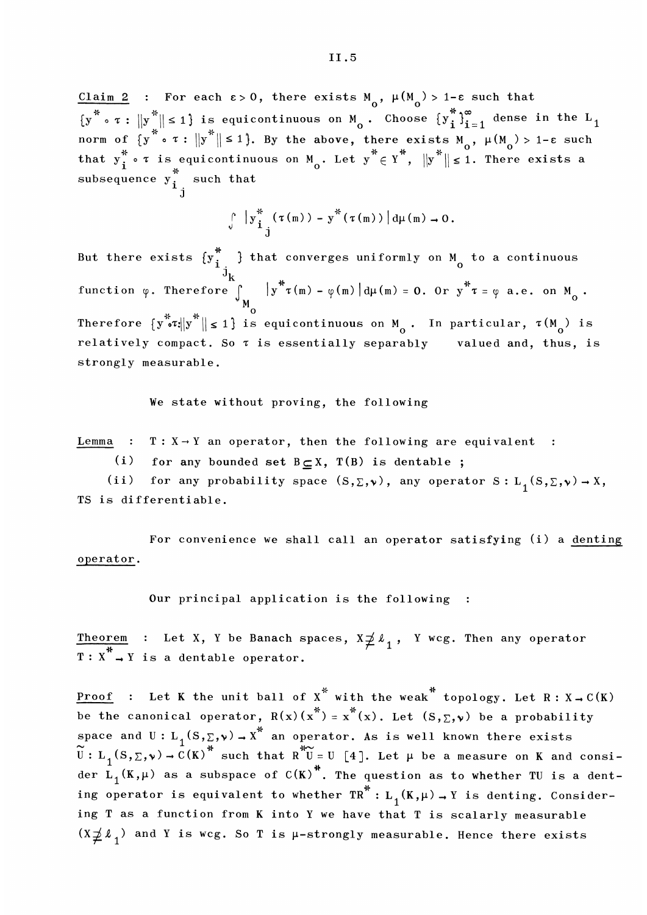Claim 2 : For each $\varepsilon > 0$, there exists $M_o$, $\mu(M_o) > 1-\varepsilon$ such that $\{y^* \circ \tau : \|y^*\| \leq 1\}$ is equicontinuous on $M_o$. Choose $\{y_i^*\}_{i=1}^{\infty}$ dense in the $L_1$ norm of $\{y^* \circ \tau : \|y^*\| \leq 1\}$. By the above, there exists $M_o$, $\mu(M_o) > 1-\varepsilon$ such that $y_i^* \circ \tau$ is equicontinuous on $M_o$. Let $y^* \in Y^*$, $\|y^*\| \leq 1$. There exists a subsequence $y_{i_j}^*$ such that

$$\int |y_{i_j}^*(\tau(m)) - y^*(\tau(m))| d\mu(m) \to 0.$$

But there exists $\{y_{i_{j_k}}^*\}$ that converges uniformly on $M_o$ to a continuous function $\varphi$. Therefore $\int_{M_o} |y^*\tau(m) - \varphi(m)| d\mu(m) = 0$. Or $y^*\tau = \varphi$ a.e. on $M_o$. Therefore $\{y^* \circ \tau : \|y^*\| \leq 1\}$ is equicontinuous on $M_o$. In particular, $\tau(M_o)$ is relatively compact. So $\tau$ is essentially separably valued and, thus, is strongly measurable.

We state without proving, the following

Lemma : $T : X \to Y$ an operator, then the following are equivalent :

(i) for any bounded set $B \subseteq X$, $T(B)$ is dentable ;

(ii) for any probability space $(S, \Sigma, \nu)$, any operator $S : L_1(S, \Sigma, \nu) \to X$, $TS$ is differentiable.

For convenience we shall call an operator satisfying (i) a <u>denting operator</u>.

Our principal application is the following :

Theorem : Let $X$, $Y$ be Banach spaces, $X \not\supseteq \ell_1$, $Y$ wcg. Then any operator $T : X^* \to Y$ is a dentable operator.

Proof : Let $K$ the unit ball of $X^*$ with the weak$^*$ topology. Let $R : X \to C(K)$ be the canonical operator, $R(x)(x^*) = x^*(x)$. Let $(S, \Sigma, \nu)$ be a probability space and $U : L_1(S, \Sigma, \nu) \to X^*$ an operator. As is well known there exists $\tilde{U} : L_1(S, \Sigma, \nu) \to C(K)^*$ such that $R^*\tilde{U} = U$ [4]. Let $\mu$ be a measure on $K$ and consider $L_1(K, \mu)$ as a subspace of $C(K)^*$. The question as to whether $TU$ is a denting operator is equivalent to whether $TR^* : L_1(K, \mu) \to Y$ is denting. Considering $T$ as a function from $K$ into $Y$ we have that $T$ is scalarly measurable ($X \not\supseteq \ell_1$) and $Y$ is wcg. So $T$ is $\mu$-strongly measurable. Hence there exists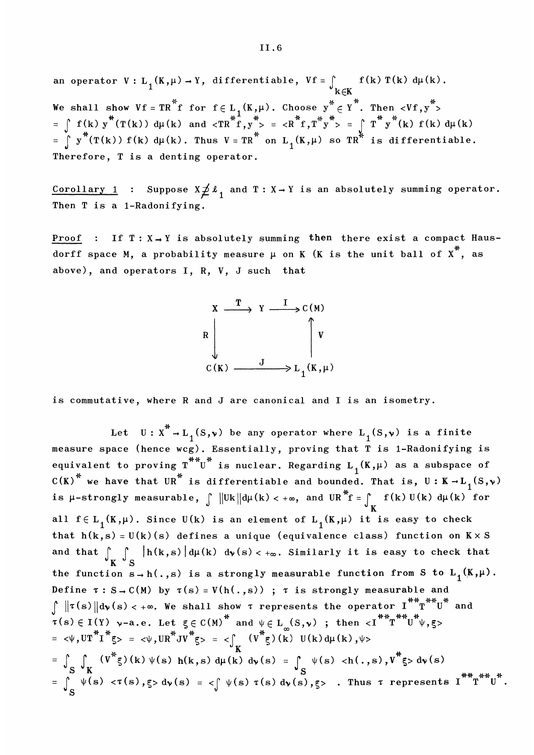an operator $V : L_1(K,\mu) \to Y$, differentiable, $Vf = \int_{k\in K} f(k)\,T(k)\,d\mu(k)$. We shall show $Vf = TR^*f$ for $f \in L_1(K,\mu)$. Choose $y^* \in Y^*$. Then $\langle Vf, y^*\rangle = \int f(k)\,y^*(T(k))\,d\mu(k)$ and $\langle TR^*f, y^*\rangle = \langle R^*f, T^*y^*\rangle = \int T^*y^*(k)\,f(k)\,d\mu(k) = \int y^*(T(k))\,f(k)\,d\mu(k)$. Thus $V = TR^*$ on $L_1(K,\mu)$ so $TR^*$ is differentiable. Therefore, $T$ is a denting operator.

<u>Corollary 1</u> : Suppose $X \not\supset \ell_1$ and $T : X \to Y$ is an absolutely summing operator. Then $T$ is a 1-Radonifying.

<u>Proof</u> : If $T : X \to Y$ is absolutely summing then there exist a compact Hausdorff space $M$, a probability measure $\mu$ on $K$ ($K$ is the unit ball of $X^*$, as above), and operators $I$, $R$, $V$, $J$ such that

$$\begin{array}{ccccc} X & \xrightarrow{\ T\ } & Y & \xrightarrow{\ I\ } & C(M) \\ \Big\downarrow R & & & & \Big\uparrow V \\ C(K) & & \xrightarrow{\quad J \quad} & & L_1(K,\mu) \end{array}$$

is commutative, where $R$ and $J$ are canonical and $I$ is an isometry.

Let $U : X^* \to L_1(S,\nu)$ be any operator where $L_1(S,\nu)$ is a finite measure space (hence wcg). Essentially, proving that $T$ is 1-Radonifying is equivalent to proving $T^{**}U^*$ is nuclear. Regarding $L_1(K,\mu)$ as a subspace of $C(K)^*$ we have that $UR^*$ is differentiable and bounded. That is, $U : K \to L_1(S,\nu)$ is $\mu$-strongly measurable, $\int \|Uk\|\,d\mu(k) < +\infty$, and $UR^*f = \int_K f(k)\,U(k)\,d\mu(k)$ for all $f \in L_1(K,\mu)$. Since $U(k)$ is an element of $L_1(K,\mu)$ it is easy to check that $h(k,s) = U(k)(s)$ defines a unique (equivalence class) function on $K \times S$ and that $\int_K \int_S |h(k,s)|\,d\mu(k)\,d\nu(s) < +\infty$. Similarly it is easy to check that the function $s \to h(.,s)$ is a strongly measurable function from $S$ to $L_1(K,\mu)$. Define $\tau : S \to C(M)$ by $\tau(s) = V(h(.,s))$ ; $\tau$ is strongly measurable and $\int \|\tau(s)\|\,d\nu(s) < +\infty$. We shall show $\tau$ represents the operator $I^{**}T^{**}U^*$ and $\tau(s) \in I(Y)$ $\nu$-a.e. Let $\xi \in C(M)^*$ and $\psi \in L_\infty(S,\nu)$ ; then $\langle I^{**}T^{**}U^*\psi, \xi\rangle = \langle \psi, UT^*I^*\xi\rangle = \langle \psi, UR^*JV^*\xi\rangle = \langle \int_K (V^*\xi)(k)\,U(k)\,d\mu(k), \psi\rangle$
$= \int_S \int_K (V^*\xi)(k)\,\psi(s)\,h(k,s)\,d\mu(k)\,d\nu(s) = \int_S \psi(s)\,\langle h(.,s), V^*\xi\rangle\,d\nu(s)$
$= \int_S \psi(s)\,\langle \tau(s), \xi\rangle\,d\nu(s) = \langle \int \psi(s)\,\tau(s)\,d\nu(s), \xi\rangle$ . Thus $\tau$ represents $I^{**}T^{**}U^*$.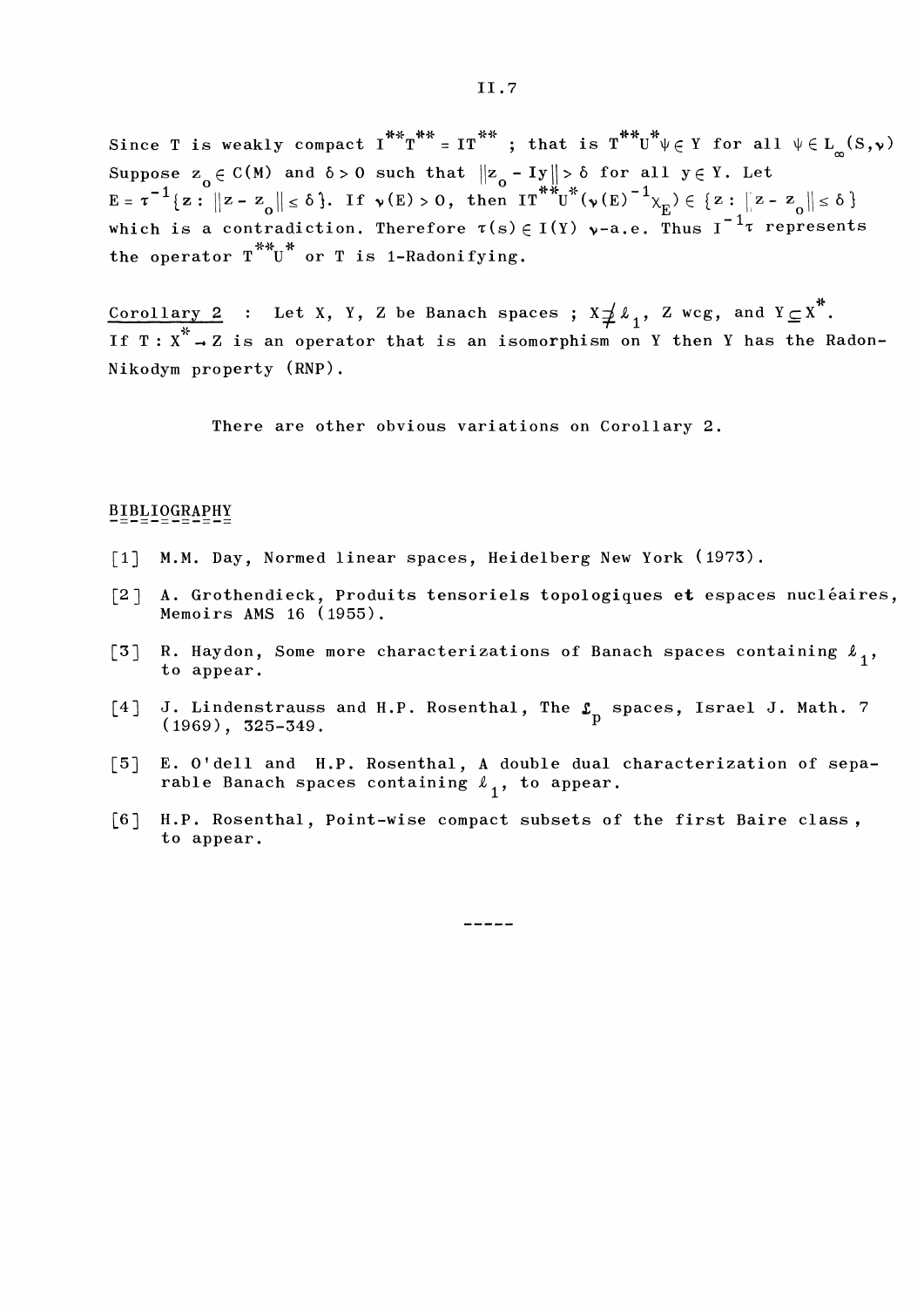Since T is weakly compact $I^{**}T^{**} = IT^{**}$ ; that is $T^{**}U^{*}\psi \in Y$ for all $\psi \in L_{\infty}(S,\nu)$ Suppose $z_o \in C(M)$ and $\delta > 0$ such that $\|z_o - Iy\| > \delta$ for all $y \in Y$. Let $E = \tau^{-1}\{z : \|z - z_o\| \leq \delta\}$. If $\nu(E) > 0$, then $IT^{**}U^{*}(\nu(E)^{-1}\chi_E) \in \{z : \|z - z_o\| \leq \delta\}$ which is a contradiction. Therefore $\tau(s) \in I(Y)$ $\nu$-a.e. Thus $I^{-1}\tau$ represents the operator $T^{**}U^{*}$ or T is 1-Radonifying.

Corollary 2 : Let X, Y, Z be Banach spaces ; $X \not\supseteq \ell_1$, Z wcg, and $Y \subseteq X^{*}$. If $T : X^{*} \to Z$ is an operator that is an isomorphism on Y then Y has the Radon-Nikodym property (RNP).

There are other obvious variations on Corollary 2.

## BIBLIOGRAPHY

[1] M.M. Day, Normed linear spaces, Heidelberg New York (1973).

[2] A. Grothendieck, Produits tensoriels topologiques et espaces nucléaires, Memoirs AMS 16 (1955).

[3] R. Haydon, Some more characterizations of Banach spaces containing $\ell_1$, to appear.

[4] J. Lindenstrauss and H.P. Rosenthal, The $\mathcal{L}_p$ spaces, Israel J. Math. 7 (1969), 325-349.

[5] E. O'dell and H.P. Rosenthal, A double dual characterization of separable Banach spaces containing $\ell_1$, to appear.

[6] H.P. Rosenthal, Point-wise compact subsets of the first Baire class, to appear.

-----